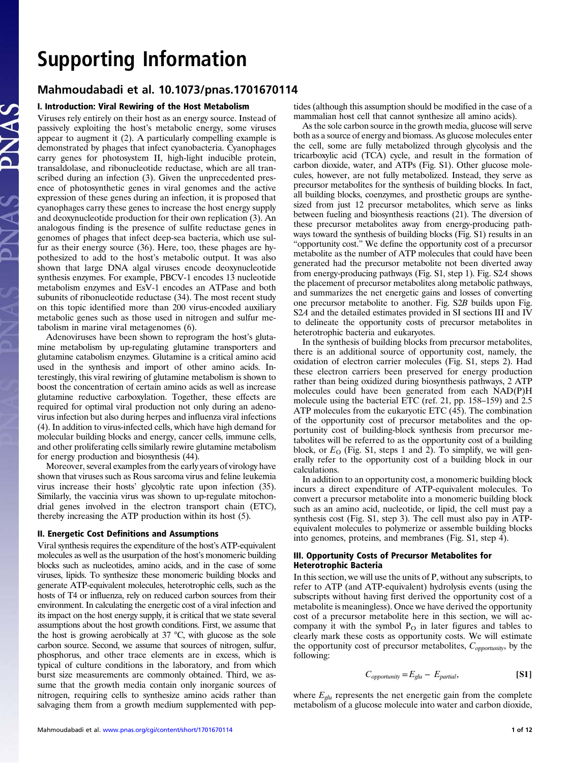# Supporting Information

## Mahmoudabadi et al. 10.1073/pnas.1701670114

### I. Introduction: Viral Rewiring of the Host Metabolism

Viruses rely entirely on their host as an energy source. Instead of passively exploiting the host's metabolic energy, some viruses appear to augment it (2). A particularly compelling example is demonstrated by phages that infect cyanobacteria. Cyanophages carry genes for photosystem II, high-light inducible protein, transaldolase, and ribonucleotide reductase, which are all transcribed during an infection (3). Given the unprecedented presence of photosynthetic genes in viral genomes and the active expression of these genes during an infection, it is proposed that cyanophages carry these genes to increase the host energy supply and deoxynucleotide production for their own replication (3). An analogous finding is the presence of sulfite reductase genes in genomes of phages that infect deep-sea bacteria, which use sulfur as their energy source (36). Here, too, these phages are hypothesized to add to the host's metabolic output. It was also shown that large DNA algal viruses encode deoxynucleotide synthesis enzymes. For example, PBCV-1 encodes 13 nucleotide metabolism enzymes and EsV-1 encodes an ATPase and both subunits of ribonucleotide reductase (34). The most recent study on this topic identified more than 200 virus-encoded auxiliary metabolic genes such as those used in nitrogen and sulfur metabolism in marine viral metagenomes (6).

Adenoviruses have been shown to reprogram the host's glutamine metabolism by up-regulating glutamine transporters and glutamine catabolism enzymes. Glutamine is a critical amino acid used in the synthesis and import of other amino acids. Interestingly, this viral rewiring of glutamine metabolism is shown to boost the concentration of certain amino acids as well as increase glutamine reductive carboxylation. Together, these effects are required for optimal viral production not only during an adenovirus infection but also during herpes and influenza viral infections (4). In addition to virus-infected cells, which have high demand for molecular building blocks and energy, cancer cells, immune cells, and other proliferating cells similarly rewire glutamine metabolism for energy production and biosynthesis (44).

Moreover, several examples from the early years of virology have shown that viruses such as Rous sarcoma virus and feline leukemia virus increase their hosts' glycolytic rate upon infection (35). Similarly, the vaccinia virus was shown to up-regulate mitochondrial genes involved in the electron transport chain (ETC), thereby increasing the ATP production within its host (5).

### II. Energetic Cost Definitions and Assumptions

Viral synthesis requires the expenditure of the host's ATP-equivalent molecules as well as the usurpation of the host's monomeric building blocks such as nucleotides, amino acids, and in the case of some viruses, lipids. To synthesize these monomeric building blocks and generate ATP-equivalent molecules, heterotrophic cells, such as the hosts of T4 or influenza, rely on reduced carbon sources from their environment. In calculating the energetic cost of a viral infection and its impact on the host energy supply, it is critical that we state several assumptions about the host growth conditions. First, we assume that the host is growing aerobically at 37 °C, with glucose as the sole carbon source. Second, we assume that sources of nitrogen, sulfur, phosphorus, and other trace elements are in excess, which is typical of culture conditions in the laboratory, and from which burst size measurements are commonly obtained. Third, we assume that the growth media contain only inorganic sources of nitrogen, requiring cells to synthesize amino acids rather than salvaging them from a growth medium supplemented with peptides (although this assumption should be modified in the case of a mammalian host cell that cannot synthesize all amino acids).

As the sole carbon source in the growth media, glucose will serve both as a source of energy and biomass. As glucose molecules enter the cell, some are fully metabolized through glycolysis and the tricarboxylic acid (TCA) cycle, and result in the formation of carbon dioxide, water, and ATPs (Fig. S1). Other glucose molecules, however, are not fully metabolized. Instead, they serve as precursor metabolites for the synthesis of building blocks. In fact, all building blocks, coenzymes, and prosthetic groups are synthesized from just 12 precursor metabolites, which serve as links between fueling and biosynthesis reactions (21). The diversion of these precursor metabolites away from energy-producing pathways toward the synthesis of building blocks (Fig. S1) results in an "opportunity cost." We define the opportunity cost of a precursor metabolite as the number of ATP molecules that could have been generated had the precursor metabolite not been diverted away from energy-producing pathways (Fig. S1, step 1). Fig. S2*A* shows the placement of precursor metabolites along metabolic pathways, and summarizes the net energetic gains and losses of converting one precursor metabolite to another. Fig. S2*B* builds upon Fig. S2*A* and the detailed estimates provided in SI sections III and IV to delineate the opportunity costs of precursor metabolites in heterotrophic bacteria and eukaryotes.

In the synthesis of building blocks from precursor metabolites, there is an additional source of opportunity cost, namely, the oxidation of electron carrier molecules (Fig. S1, steps 2). Had these electron carriers been preserved for energy production rather than being oxidized during biosynthesis pathways, 2 ATP molecules could have been generated from each NAD(P)H molecule using the bacterial ETC (ref. 21, pp. 158–159) and 2.5 ATP molecules from the eukaryotic ETC (45). The combination of the opportunity cost of precursor metabolites and the opportunity cost of building-block synthesis from precursor metabolites will be referred to as the opportunity cost of a building block, or $E_O$ (Fig. S1, steps 1 and 2). To simplify, we will generally refer to the opportunity cost of a building block in our calculations.

In addition to an opportunity cost, a monomeric building block incurs a direct expenditure of ATP-equivalent molecules. To convert a precursor metabolite into a monomeric building block such as an amino acid, nucleotide, or lipid, the cell must pay a synthesis cost (Fig. S1, step 3). The cell must also pay in ATP-equivalent molecules to polymerize or assemble building blocks into genomes, proteins, and membranes (Fig. S1, step 4).

### III. Opportunity Costs of Precursor Metabolites for Heterotrophic Bacteria

In this section, we will use the units of P, without any subscripts, to refer to ATP (and ATP-equivalent) hydrolysis events (using the subscripts without having first derived the opportunity cost of a metabolite is meaningless). Once we have derived the opportunity cost of a precursor metabolite here in this section, we will accompany it with the symbol $P_O$ in later figures and tables to clearly mark these costs as opportunity costs. We will estimate the opportunity cost of precursor metabolites, $C_{opportunity}$, by the following:

$$C_{opportunity} = E_{glu} - E_{partial}, \tag{S1}$$

where $E_{glu}$ represents the net energetic gain from the complete metabolism of a glucose molecule into water and carbon dioxide,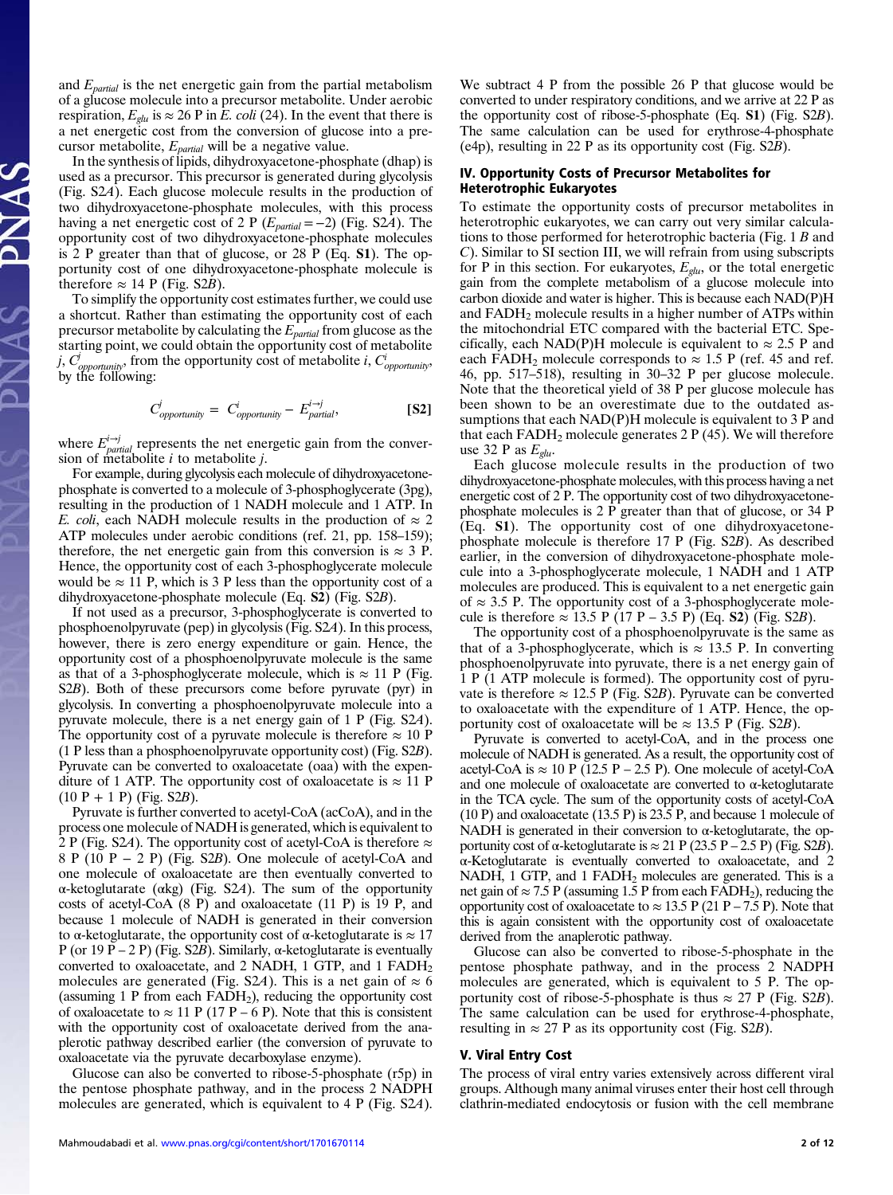and $E_{partial}$ is the net energetic gain from the partial metabolism of a glucose molecule into a precursor metabolite. Under aerobic respiration, $E_{glu}$ is ≈ 26 P in *E. coli* (24). In the event that there is a net energetic cost from the conversion of glucose into a precursor metabolite, $E_{partial}$ will be a negative value.

In the synthesis of lipids, dihydroxyacetone-phosphate (dhap) is used as a precursor. This precursor is generated during glycolysis (Fig. S2*A*). Each glucose molecule results in the production of two dihydroxyacetone-phosphate molecules, with this process having a net energetic cost of 2 P ($E_{partial} = -2$) (Fig. S2*A*). The opportunity cost of two dihydroxyacetone-phosphate molecules is 2 P greater than that of glucose, or 28 P (Eq. **S1**). The opportunity cost of one dihydroxyacetone-phosphate molecule is therefore ≈ 14 P (Fig. S2*B*).

To simplify the opportunity cost estimates further, we could use a shortcut. Rather than estimating the opportunity cost of each precursor metabolite by calculating the $E_{partial}$ from glucose as the starting point, we could obtain the opportunity cost of metabolite *j*, $C^{j}_{opportunity}$, from the opportunity cost of metabolite *i*, $C^{i}_{opportunity}$, by the following:

$$C^{j}_{opportunity} = C^{i}_{opportunity} - E^{i \rightarrow j}_{partial}, \qquad \textbf{[S2]}$$

where $E^{i \rightarrow j}_{partial}$ represents the net energetic gain from the conversion of metabolite *i* to metabolite *j*.

For example, during glycolysis each molecule of dihydroxyacetone-phosphate is converted to a molecule of 3-phosphoglycerate (3pg), resulting in the production of 1 NADH molecule and 1 ATP. In *E. coli*, each NADH molecule results in the production of ≈ 2 ATP molecules under aerobic conditions (ref. 21, pp. 158–159); therefore, the net energetic gain from this conversion is ≈ 3 P. Hence, the opportunity cost of each 3-phosphoglycerate molecule would be ≈ 11 P, which is 3 P less than the opportunity cost of a dihydroxyacetone-phosphate molecule (Eq. **S2**) (Fig. S2*B*).

If not used as a precursor, 3-phosphoglycerate is converted to phosphoenolpyruvate (pep) in glycolysis (Fig. S2*A*). In this process, however, there is zero energy expenditure or gain. Hence, the opportunity cost of a phosphoenolpyruvate molecule is the same as that of a 3-phosphoglycerate molecule, which is ≈ 11 P (Fig. S2*B*). Both of these precursors come before pyruvate (pyr) in glycolysis. In converting a phosphoenolpyruvate molecule into a pyruvate molecule, there is a net energy gain of 1 P (Fig. S2*A*). The opportunity cost of a pyruvate molecule is therefore ≈ 10 P (1 P less than a phosphoenolpyruvate opportunity cost) (Fig. S2*B*). Pyruvate can be converted to oxaloacetate (oaa) with the expenditure of 1 ATP. The opportunity cost of oxaloacetate is ≈ 11 P (10 P + 1 P) (Fig. S2*B*).

Pyruvate is further converted to acetyl-CoA (acCoA), and in the process one molecule of NADH is generated, which is equivalent to 2 P (Fig. S2*A*). The opportunity cost of acetyl-CoA is therefore ≈ 8 P (10 P − 2 P) (Fig. S2*B*). One molecule of acetyl-CoA and one molecule of oxaloacetate are then eventually converted to α-ketoglutarate (αkg) (Fig. S2*A*). The sum of the opportunity costs of acetyl-CoA (8 P) and oxaloacetate (11 P) is 19 P, and because 1 molecule of NADH is generated in their conversion to α-ketoglutarate, the opportunity cost of α-ketoglutarate is ≈ 17 P (or 19 P − 2 P) (Fig. S2*B*). Similarly, α-ketoglutarate is eventually converted to oxaloacetate, and 2 NADH, 1 GTP, and 1 $FADH_2$ molecules are generated (Fig. S2*A*). This is a net gain of ≈ 6 (assuming 1 P from each $FADH_2$), reducing the opportunity cost of oxaloacetate to ≈ 11 P (17 P − 6 P). Note that this is consistent with the opportunity cost of oxaloacetate derived from the anaplerotic pathway described earlier (the conversion of pyruvate to oxaloacetate via the pyruvate decarboxylase enzyme).

Glucose can also be converted to ribose-5-phosphate (r5p) in the pentose phosphate pathway, and in the process 2 NADPH molecules are generated, which is equivalent to 4 P (Fig. S2*A*). We subtract 4 P from the possible 26 P that glucose would be converted to under respiratory conditions, and we arrive at 22 P as the opportunity cost of ribose-5-phosphate (Eq. **S1**) (Fig. S2*B*). The same calculation can be used for erythrose-4-phosphate (e4p), resulting in 22 P as its opportunity cost (Fig. S2*B*).

## IV. Opportunity Costs of Precursor Metabolites for Heterotrophic Eukaryotes

To estimate the opportunity costs of precursor metabolites in heterotrophic eukaryotes, we can carry out very similar calculations to those performed for heterotrophic bacteria (Fig. 1 *B* and *C*). Similar to SI section III, we will refrain from using subscripts for P in this section. For eukaryotes, $E_{glu}$, or the total energetic gain from the complete metabolism of a glucose molecule into carbon dioxide and water is higher. This is because each NAD(P)H and $FADH_2$ molecule results in a higher number of ATPs within the mitochondrial ETC compared with the bacterial ETC. Specifically, each NAD(P)H molecule is equivalent to ≈ 2.5 P and each $FADH_2$ molecule corresponds to ≈ 1.5 P (ref. 45 and ref. 46, pp. 517–518), resulting in 30–32 P per glucose molecule. Note that the theoretical yield of 38 P per glucose molecule has been shown to be an overestimate due to the outdated assumptions that each NAD(P)H molecule is equivalent to 3 P and that each $FADH_2$ molecule generates 2 P (45). We will therefore use 32 P as $E_{glu}$.

Each glucose molecule results in the production of two dihydroxyacetone-phosphate molecules, with this process having a net energetic cost of 2 P. The opportunity cost of two dihydroxyacetone-phosphate molecules is 2 P greater than that of glucose, or 34 P (Eq. **S1**). The opportunity cost of one dihydroxyacetone-phosphate molecule is therefore 17 P (Fig. S2*B*). As described earlier, in the conversion of dihydroxyacetone-phosphate molecule into a 3-phosphoglycerate molecule, 1 NADH and 1 ATP molecules are produced. This is equivalent to a net energetic gain of ≈ 3.5 P. The opportunity cost of a 3-phosphoglycerate molecule is therefore ≈ 13.5 P (17 P − 3.5 P) (Eq. **S2**) (Fig. S2*B*).

The opportunity cost of a phosphoenolpyruvate is the same as that of a 3-phosphoglycerate, which is ≈ 13.5 P. In converting phosphoenolpyruvate into pyruvate, there is a net energy gain of 1 P (1 ATP molecule is formed). The opportunity cost of pyruvate is therefore ≈ 12.5 P (Fig. S2*B*). Pyruvate can be converted to oxaloacetate with the expenditure of 1 ATP. Hence, the opportunity cost of oxaloacetate will be ≈ 13.5 P (Fig. S2*B*).

Pyruvate is converted to acetyl-CoA, and in the process one molecule of NADH is generated. As a result, the opportunity cost of acetyl-CoA is ≈ 10 P (12.5 P − 2.5 P). One molecule of acetyl-CoA and one molecule of oxaloacetate are converted to α-ketoglutarate in the TCA cycle. The sum of the opportunity costs of acetyl-CoA (10 P) and oxaloacetate (13.5 P) is 23.5 P, and because 1 molecule of NADH is generated in their conversion to α-ketoglutarate, the opportunity cost of α-ketoglutarate is ≈ 21 P (23.5 P − 2.5 P) (Fig. S2*B*). α-Ketoglutarate is eventually converted to oxaloacetate, and 2 NADH, 1 GTP, and 1 $FADH_2$ molecules are generated. This is a net gain of ≈ 7.5 P (assuming 1.5 P from each $FADH_2$), reducing the opportunity cost of oxaloacetate to ≈ 13.5 P (21 P − 7.5 P). Note that this is again consistent with the opportunity cost of oxaloacetate derived from the anaplerotic pathway.

Glucose can also be converted to ribose-5-phosphate in the pentose phosphate pathway, and in the process 2 NADPH molecules are generated, which is equivalent to 5 P. The opportunity cost of ribose-5-phosphate is thus ≈ 27 P (Fig. S2*B*). The same calculation can be used for erythrose-4-phosphate, resulting in ≈ 27 P as its opportunity cost (Fig. S2*B*).

## V. Viral Entry Cost

The process of viral entry varies extensively across different viral groups. Although many animal viruses enter their host cell through clathrin-mediated endocytosis or fusion with the cell membrane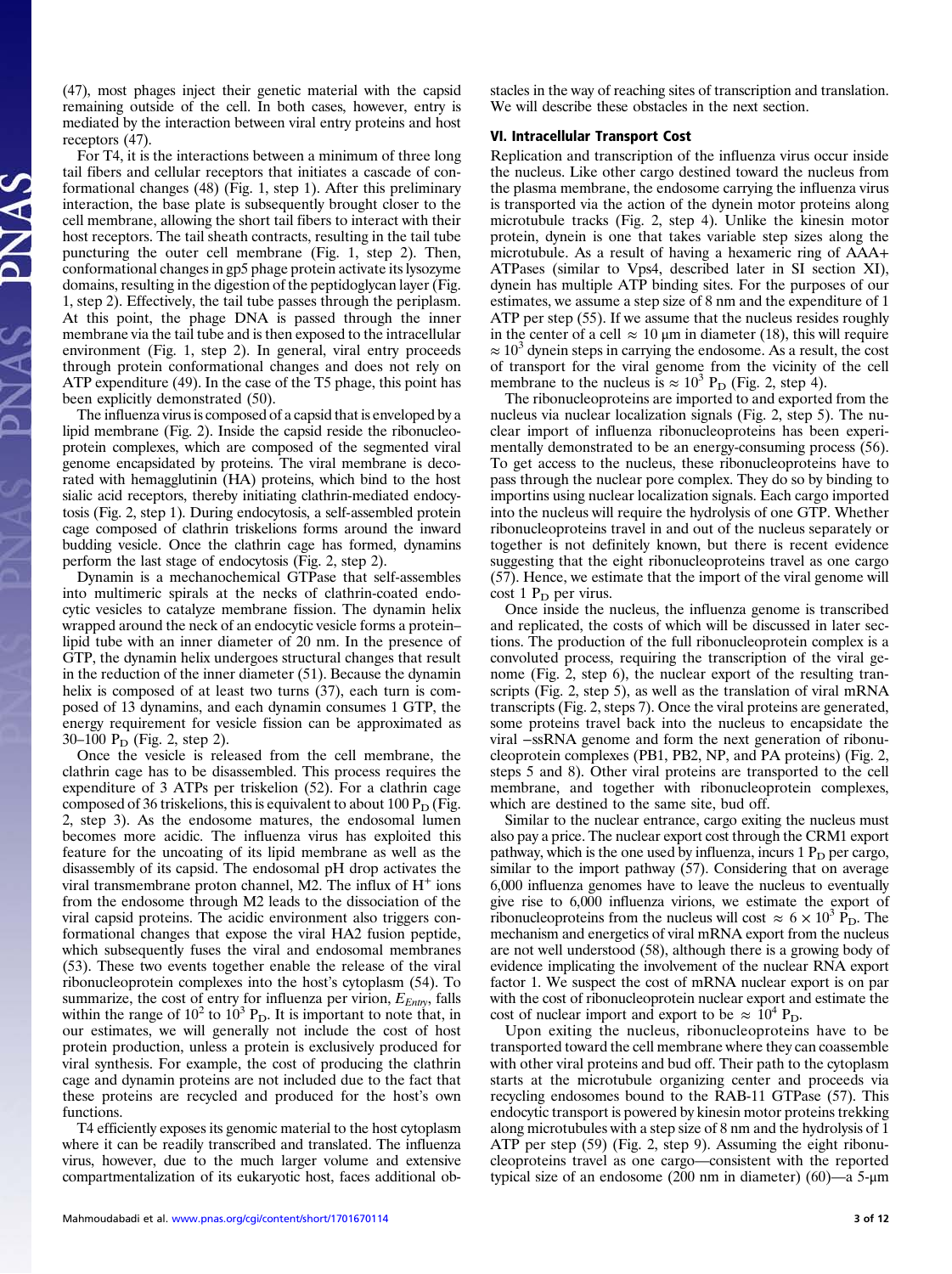(47), most phages inject their genetic material with the capsid remaining outside of the cell. In both cases, however, entry is mediated by the interaction between viral entry proteins and host receptors (47).

For T4, it is the interactions between a minimum of three long tail fibers and cellular receptors that initiates a cascade of conformational changes (48) (Fig. 1, step 1). After this preliminary interaction, the base plate is subsequently brought closer to the cell membrane, allowing the short tail fibers to interact with their host receptors. The tail sheath contracts, resulting in the tail tube puncturing the outer cell membrane (Fig. 1, step 2). Then, conformational changes in gp5 phage protein activate its lysozyme domains, resulting in the digestion of the peptidoglycan layer (Fig. 1, step 2). Effectively, the tail tube passes through the periplasm. At this point, the phage DNA is passed through the inner membrane via the tail tube and is then exposed to the intracellular environment (Fig. 1, step 2). In general, viral entry proceeds through protein conformational changes and does not rely on ATP expenditure (49). In the case of the T5 phage, this point has been explicitly demonstrated (50).

The influenza virus is composed of a capsid that is enveloped by a lipid membrane (Fig. 2). Inside the capsid reside the ribonucleoprotein complexes, which are composed of the segmented viral genome encapsidated by proteins. The viral membrane is decorated with hemagglutinin (HA) proteins, which bind to the host sialic acid receptors, thereby initiating clathrin-mediated endocytosis (Fig. 2, step 1). During endocytosis, a self-assembled protein cage composed of clathrin triskelions forms around the inward budding vesicle. Once the clathrin cage has formed, dynamins perform the last stage of endocytosis (Fig. 2, step 2).

Dynamin is a mechanochemical GTPase that self-assembles into multimeric spirals at the necks of clathrin-coated endocytic vesicles to catalyze membrane fission. The dynamin helix wrapped around the neck of an endocytic vesicle forms a protein–lipid tube with an inner diameter of 20 nm. In the presence of GTP, the dynamin helix undergoes structural changes that result in the reduction of the inner diameter (51). Because the dynamin helix is composed of at least two turns (37), each turn is composed of 13 dynamins, and each dynamin consumes 1 GTP, the energy requirement for vesicle fission can be approximated as 30–100 $P_D$ (Fig. 2, step 2).

Once the vesicle is released from the cell membrane, the clathrin cage has to be disassembled. This process requires the expenditure of 3 ATPs per triskelion (52). For a clathrin cage composed of 36 triskelions, this is equivalent to about 100 $P_D$ (Fig. 2, step 3). As the endosome matures, the endosomal lumen becomes more acidic. The influenza virus has exploited this feature for the uncoating of its lipid membrane as well as the disassembly of its capsid. The endosomal pH drop activates the viral transmembrane proton channel, M2. The influx of $H^+$ ions from the endosome through M2 leads to the dissociation of the viral capsid proteins. The acidic environment also triggers conformational changes that expose the viral HA2 fusion peptide, which subsequently fuses the viral and endosomal membranes (53). These two events together enable the release of the viral ribonucleoprotein complexes into the host's cytoplasm (54). To summarize, the cost of entry for influenza per virion, $E_{Entry}$, falls within the range of $10^2$ to $10^3$ $P_D$. It is important to note that, in our estimates, we will generally not include the cost of host protein production, unless a protein is exclusively produced for viral synthesis. For example, the cost of producing the clathrin cage and dynamin proteins are not included due to the fact that these proteins are recycled and produced for the host's own functions.

T4 efficiently exposes its genomic material to the host cytoplasm where it can be readily transcribed and translated. The influenza virus, however, due to the much larger volume and extensive compartmentalization of its eukaryotic host, faces additional obstacles in the way of reaching sites of transcription and translation. We will describe these obstacles in the next section.

## VI. Intracellular Transport Cost

Replication and transcription of the influenza virus occur inside the nucleus. Like other cargo destined toward the nucleus from the plasma membrane, the endosome carrying the influenza virus is transported via the action of the dynein motor proteins along microtubule tracks (Fig. 2, step 4). Unlike the kinesin motor protein, dynein is one that takes variable step sizes along the microtubule. As a result of having a hexameric ring of AAA+ ATPases (similar to Vps4, described later in SI section XI), dynein has multiple ATP binding sites. For the purposes of our estimates, we assume a step size of 8 nm and the expenditure of 1 ATP per step (55). If we assume that the nucleus resides roughly in the center of a cell $\approx$ 10 μm in diameter (18), this will require $\approx 10^3$ dynein steps in carrying the endosome. As a result, the cost of transport for the viral genome from the vicinity of the cell membrane to the nucleus is $\approx 10^3$ $P_D$ (Fig. 2, step 4).

The ribonucleoproteins are imported to and exported from the nucleus via nuclear localization signals (Fig. 2, step 5). The nuclear import of influenza ribonucleoproteins has been experimentally demonstrated to be an energy-consuming process (56). To get access to the nucleus, these ribonucleoproteins have to pass through the nuclear pore complex. They do so by binding to importins using nuclear localization signals. Each cargo imported into the nucleus will require the hydrolysis of one GTP. Whether ribonucleoproteins travel in and out of the nucleus separately or together is not definitely known, but there is recent evidence suggesting that the eight ribonucleoproteins travel as one cargo (57). Hence, we estimate that the import of the viral genome will cost 1 $P_D$ per virus.

Once inside the nucleus, the influenza genome is transcribed and replicated, the costs of which will be discussed in later sections. The production of the full ribonucleoprotein complex is a convoluted process, requiring the transcription of the viral genome (Fig. 2, step 6), the nuclear export of the resulting transcripts (Fig. 2, step 5), as well as the translation of viral mRNA transcripts (Fig. 2, steps 7). Once the viral proteins are generated, some proteins travel back into the nucleus to encapsidate the viral −ssRNA genome and form the next generation of ribonucleoprotein complexes (PB1, PB2, NP, and PA proteins) (Fig. 2, steps 5 and 8). Other viral proteins are transported to the cell membrane, and together with ribonucleoprotein complexes, which are destined to the same site, bud off.

Similar to the nuclear entrance, cargo exiting the nucleus must also pay a price. The nuclear export cost through the CRM1 export pathway, which is the one used by influenza, incurs 1 $P_D$ per cargo, similar to the import pathway (57). Considering that on average 6,000 influenza genomes have to leave the nucleus to eventually give rise to 6,000 influenza virions, we estimate the export of ribonucleoproteins from the nucleus will cost $\approx 6 \times 10^3$ $P_D$. The mechanism and energetics of viral mRNA export from the nucleus are not well understood (58), although there is a growing body of evidence implicating the involvement of the nuclear RNA export factor 1. We suspect the cost of mRNA nuclear export is on par with the cost of ribonucleoprotein nuclear export and estimate the cost of nuclear import and export to be $\approx 10^4$ $P_D$.

Upon exiting the nucleus, ribonucleoproteins have to be transported toward the cell membrane where they can coassemble with other viral proteins and bud off. Their path to the cytoplasm starts at the microtubule organizing center and proceeds via recycling endosomes bound to the RAB-11 GTPase (57). This endocytic transport is powered by kinesin motor proteins trekking along microtubules with a step size of 8 nm and the hydrolysis of 1 ATP per step (59) (Fig. 2, step 9). Assuming the eight ribonucleoproteins travel as one cargo—consistent with the reported typical size of an endosome (200 nm in diameter) (60)—a 5-μm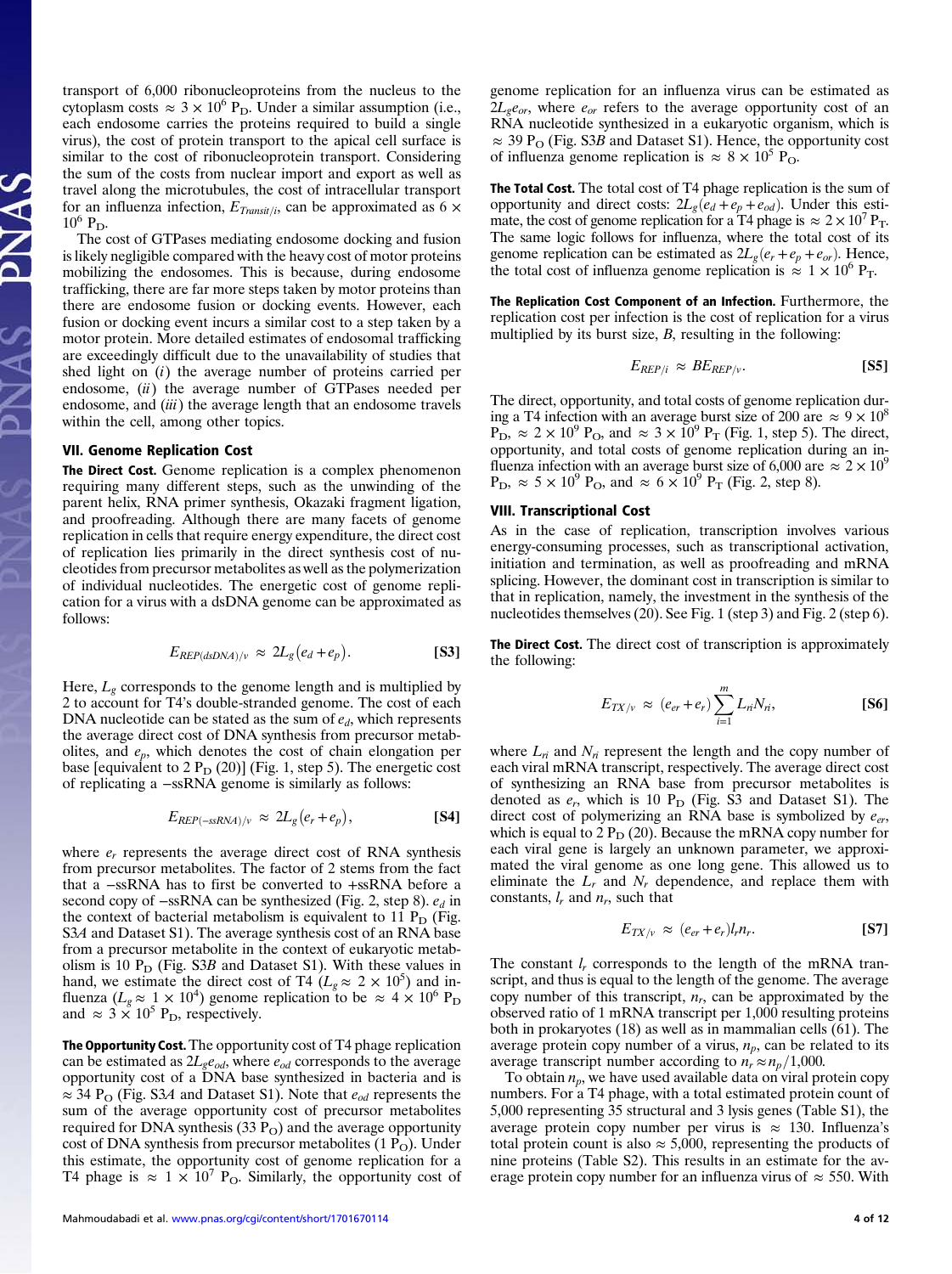transport of 6,000 ribonucleoproteins from the nucleus to the cytoplasm costs $\approx 3 \times 10^6$ $P_D$. Under a similar assumption (i.e., each endosome carries the proteins required to build a single virus), the cost of protein transport to the apical cell surface is similar to the cost of ribonucleoprotein transport. Considering the sum of the costs from nuclear import and export as well as travel along the microtubules, the cost of intracellular transport for an influenza infection, $E_{Transit/i}$, can be approximated as $6 \times 10^6$ $P_D$.

The cost of GTPases mediating endosome docking and fusion is likely negligible compared with the heavy cost of motor proteins mobilizing the endosomes. This is because, during endosome trafficking, there are far more steps taken by motor proteins than there are endosome fusion or docking events. However, each fusion or docking event incurs a similar cost to a step taken by a motor protein. More detailed estimates of endosomal trafficking are exceedingly difficult due to the unavailability of studies that shed light on (*i*) the average number of proteins carried per endosome, (*ii*) the average number of GTPases needed per endosome, and (*iii*) the average length that an endosome travels within the cell, among other topics.

## VII. Genome Replication Cost

**The Direct Cost.** Genome replication is a complex phenomenon requiring many different steps, such as the unwinding of the parent helix, RNA primer synthesis, Okazaki fragment ligation, and proofreading. Although there are many facets of genome replication in cells that require energy expenditure, the direct cost of replication lies primarily in the direct synthesis cost of nucleotides from precursor metabolites as well as the polymerization of individual nucleotides. The energetic cost of genome replication for a virus with a dsDNA genome can be approximated as follows:

$$E_{REP(dsDNA)/v} \approx 2L_g(e_d + e_p). \quad \text{[S3]}$$

Here, $L_g$ corresponds to the genome length and is multiplied by 2 to account for T4's double-stranded genome. The cost of each DNA nucleotide can be stated as the sum of $e_d$, which represents the average direct cost of DNA synthesis from precursor metabolites, and $e_p$, which denotes the cost of chain elongation per base [equivalent to 2 $P_D$ (20)] (Fig. 1, step 5). The energetic cost of replicating a −ssRNA genome is similarly as follows:

$$E_{REP(-ssRNA)/v} \approx 2L_g(e_r + e_p), \quad \text{[S4]}$$

where $e_r$ represents the average direct cost of RNA synthesis from precursor metabolites. The factor of 2 stems from the fact that a −ssRNA has to first be converted to +ssRNA before a second copy of −ssRNA can be synthesized (Fig. 2, step 8). $e_d$ in the context of bacterial metabolism is equivalent to 11 $P_D$ (Fig. S3*A* and Dataset S1). The average synthesis cost of an RNA base from a precursor metabolite in the context of eukaryotic metabolism is 10 $P_D$ (Fig. S3*B* and Dataset S1). With these values in hand, we estimate the direct cost of T4 ($L_g \approx 2 \times 10^5$) and influenza ($L_g \approx 1 \times 10^4$) genome replication to be $\approx 4 \times 10^6$ $P_D$ and $\approx 3 \times 10^5$ $P_D$, respectively.

**The Opportunity Cost.** The opportunity cost of T4 phage replication can be estimated as $2L_g e_{od}$, where $e_{od}$ corresponds to the average opportunity cost of a DNA base synthesized in bacteria and is $\approx 34$ $P_O$ (Fig. S3*A* and Dataset S1). Note that $e_{od}$ represents the sum of the average opportunity cost of precursor metabolites required for DNA synthesis (33 $P_O$) and the average opportunity cost of DNA synthesis from precursor metabolites (1 $P_O$). Under this estimate, the opportunity cost of genome replication for a T4 phage is $\approx 1 \times 10^7$ $P_O$. Similarly, the opportunity cost of genome replication for an influenza virus can be estimated as $2L_g e_{or}$, where $e_{or}$ refers to the average opportunity cost of an RNA nucleotide synthesized in a eukaryotic organism, which is $\approx 39$ $P_O$ (Fig. S3*B* and Dataset S1). Hence, the opportunity cost of influenza genome replication is $\approx 8 \times 10^5$ $P_O$.

**The Total Cost.** The total cost of T4 phage replication is the sum of opportunity and direct costs: $2L_g(e_d + e_p + e_{od})$. Under this estimate, the cost of genome replication for a T4 phage is $\approx 2 \times 10^7$ $P_T$. The same logic follows for influenza, where the total cost of its genome replication can be estimated as $2L_g(e_r + e_p + e_{or})$. Hence, the total cost of influenza genome replication is $\approx 1 \times 10^6$ $P_T$.

**The Replication Cost Component of an Infection.** Furthermore, the replication cost per infection is the cost of replication for a virus multiplied by its burst size, $B$, resulting in the following:

$$E_{REP/i} \approx BE_{REP/v}. \quad \text{[S5]}$$

The direct, opportunity, and total costs of genome replication during a T4 infection with an average burst size of 200 are $\approx 9 \times 10^8$ $P_D$, $\approx 2 \times 10^9$ $P_O$, and $\approx 3 \times 10^9$ $P_T$ (Fig. 1, step 5). The direct, opportunity, and total costs of genome replication during an influenza infection with an average burst size of 6,000 are $\approx 2 \times 10^9$ $P_D$, $\approx 5 \times 10^9$ $P_O$, and $\approx 6 \times 10^9$ $P_T$ (Fig. 2, step 8).

## VIII. Transcriptional Cost

As in the case of replication, transcription involves various energy-consuming processes, such as transcriptional activation, initiation and termination, as well as proofreading and mRNA splicing. However, the dominant cost in transcription is similar to that in replication, namely, the investment in the synthesis of the nucleotides themselves (20). See Fig. 1 (step 3) and Fig. 2 (step 6).

**The Direct Cost.** The direct cost of transcription is approximately the following:

$$E_{TX/v} \approx (e_{er} + e_r)\sum_{i=1}^{m} L_{ri}N_{ri}, \quad \text{[S6]}$$

where $L_{ri}$ and $N_{ri}$ represent the length and the copy number of each viral mRNA transcript, respectively. The average direct cost of synthesizing an RNA base from precursor metabolites is denoted as $e_r$, which is 10 $P_D$ (Fig. S3 and Dataset S1). The direct cost of polymerizing an RNA base is symbolized by $e_{er}$, which is equal to 2 $P_D$ (20). Because the mRNA copy number for each viral gene is largely an unknown parameter, we approximated the viral genome as one long gene. This allowed us to eliminate the $L_r$ and $N_r$ dependence, and replace them with constants, $l_r$ and $n_r$, such that

$$E_{TX/v} \approx (e_{er} + e_r)l_r n_r. \quad \text{[S7]}$$

The constant $l_r$ corresponds to the length of the mRNA transcript, and thus is equal to the length of the genome. The average copy number of this transcript, $n_r$, can be approximated by the observed ratio of 1 mRNA transcript per 1,000 resulting proteins both in prokaryotes (18) as well as in mammalian cells (61). The average protein copy number of a virus, $n_p$, can be related to its average transcript number according to $n_r \approx n_p/1{,}000$.

To obtain $n_p$, we have used available data on viral protein copy numbers. For a T4 phage, with a total estimated protein count of 5,000 representing 35 structural and 3 lysis genes (Table S1), the average protein copy number per virus is $\approx 130$. Influenza's total protein count is also $\approx 5{,}000$, representing the products of nine proteins (Table S2). This results in an estimate for the average protein copy number for an influenza virus of $\approx 550$. With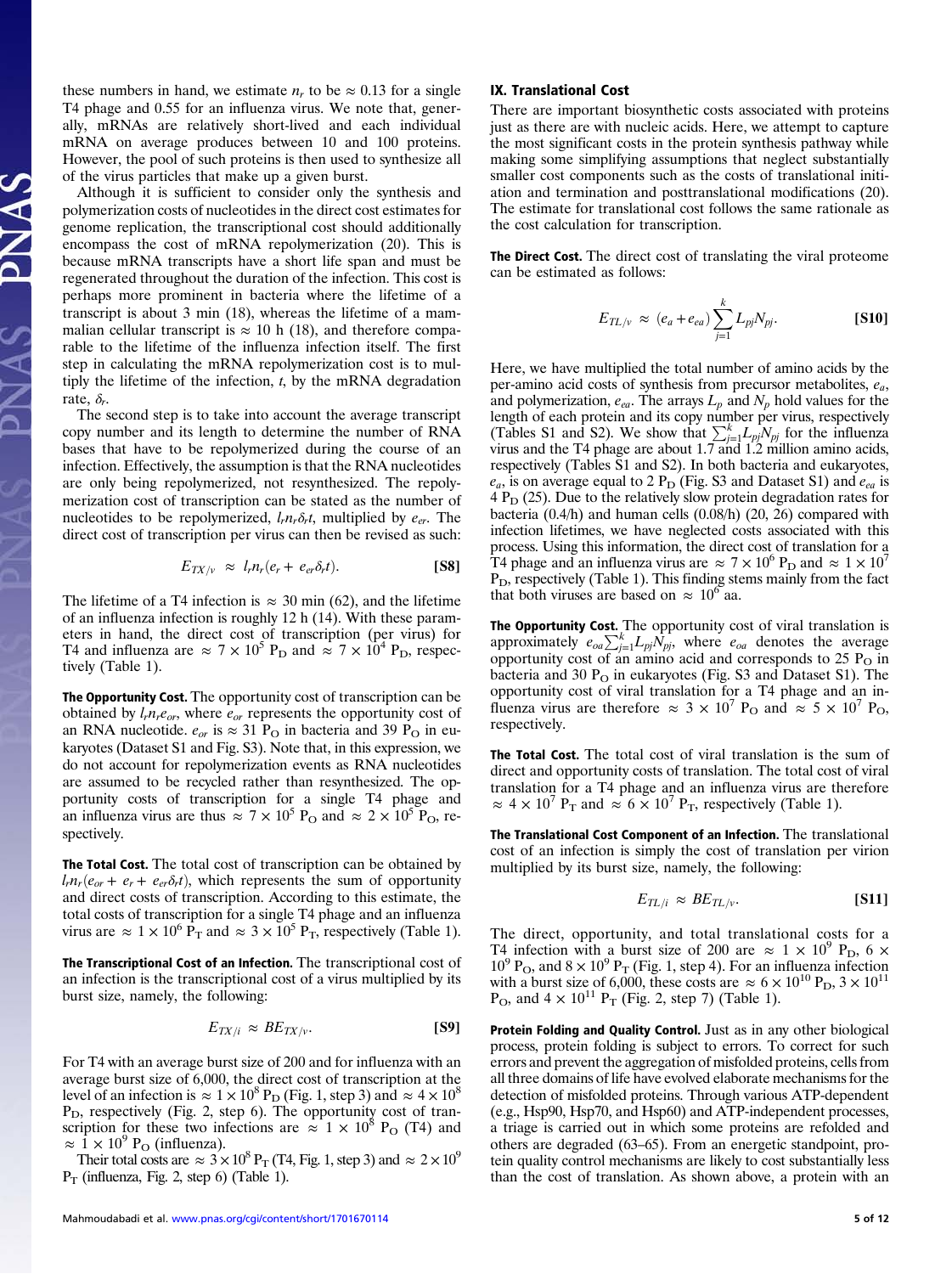these numbers in hand, we estimate $n_r$ to be $\approx 0.13$ for a single T4 phage and 0.55 for an influenza virus. We note that, generally, mRNAs are relatively short-lived and each individual mRNA on average produces between 10 and 100 proteins. However, the pool of such proteins is then used to synthesize all of the virus particles that make up a given burst.

Although it is sufficient to consider only the synthesis and polymerization costs of nucleotides in the direct cost estimates for genome replication, the transcriptional cost should additionally encompass the cost of mRNA repolymerization (20). This is because mRNA transcripts have a short life span and must be regenerated throughout the duration of the infection. This cost is perhaps more prominent in bacteria where the lifetime of a transcript is about 3 min (18), whereas the lifetime of a mammalian cellular transcript is $\approx 10$ h (18), and therefore comparable to the lifetime of the influenza infection itself. The first step in calculating the mRNA repolymerization cost is to multiply the lifetime of the infection, $t$, by the mRNA degradation rate, $\delta_r$.

The second step is to take into account the average transcript copy number and its length to determine the number of RNA bases that have to be repolymerized during the course of an infection. Effectively, the assumption is that the RNA nucleotides are only being repolymerized, not resynthesized. The repolymerization cost of transcription can be stated as the number of nucleotides to be repolymerized, $l_r n_r \delta_r t$, multiplied by $e_{er}$. The direct cost of transcription per virus can then be revised as such:

$$E_{TX/v} \approx l_r n_r (e_r + e_{er} \delta_r t). \qquad \textbf{[S8]}$$

The lifetime of a T4 infection is $\approx 30$ min (62), and the lifetime of an influenza infection is roughly 12 h (14). With these parameters in hand, the direct cost of transcription (per virus) for T4 and influenza are $\approx 7 \times 10^5$ $P_D$ and $\approx 7 \times 10^4$ $P_D$, respectively (Table 1).

**The Opportunity Cost.** The opportunity cost of transcription can be obtained by $l_r n_r e_{or}$, where $e_{or}$ represents the opportunity cost of an RNA nucleotide. $e_{or}$ is $\approx 31$ $P_O$ in bacteria and 39 $P_O$ in eukaryotes (Dataset S1 and Fig. S3). Note that, in this expression, we do not account for repolymerization events as RNA nucleotides are assumed to be recycled rather than resynthesized. The opportunity costs of transcription for a single T4 phage and an influenza virus are thus $\approx 7 \times 10^5$ $P_O$ and $\approx 2 \times 10^5$ $P_O$, respectively.

**The Total Cost.** The total cost of transcription can be obtained by $l_r n_r (e_{or} + e_r + e_{er} \delta_r t)$, which represents the sum of opportunity and direct costs of transcription. According to this estimate, the total costs of transcription for a single T4 phage and an influenza virus are $\approx 1 \times 10^6$ $P_T$ and $\approx 3 \times 10^5$ $P_T$, respectively (Table 1).

**The Transcriptional Cost of an Infection.** The transcriptional cost of an infection is the transcriptional cost of a virus multiplied by its burst size, namely, the following:

$$E_{TX/i} \approx B E_{TX/v}. \qquad \textbf{[S9]}$$

For T4 with an average burst size of 200 and for influenza with an average burst size of 6,000, the direct cost of transcription at the level of an infection is $\approx 1 \times 10^8$ $P_D$ (Fig. 1, step 3) and $\approx 4 \times 10^8$ $P_D$, respectively (Fig. 2, step 6). The opportunity cost of transcription for these two infections are $\approx 1 \times 10^8$ $P_O$ (T4) and $\approx 1 \times 10^9$ $P_O$ (influenza).

Their total costs are $\approx 3 \times 10^8$ $P_T$ (T4, Fig. 1, step 3) and $\approx 2 \times 10^9$ $P_T$ (influenza, Fig. 2, step 6) (Table 1).

## IX. Translational Cost

There are important biosynthetic costs associated with proteins just as there are with nucleic acids. Here, we attempt to capture the most significant costs in the protein synthesis pathway while making some simplifying assumptions that neglect substantially smaller cost components such as the costs of translational initiation and termination and posttranslational modifications (20). The estimate for translational cost follows the same rationale as the cost calculation for transcription.

**The Direct Cost.** The direct cost of translating the viral proteome can be estimated as follows:

$$E_{TL/v} \approx (e_a + e_{ea}) \sum_{j=1}^{k} L_{pj} N_{pj}. \qquad \textbf{[S10]}$$

Here, we have multiplied the total number of amino acids by the per-amino acid costs of synthesis from precursor metabolites, $e_a$, and polymerization, $e_{ea}$. The arrays $L_p$ and $N_p$ hold values for the length of each protein and its copy number per virus, respectively (Tables S1 and S2). We show that $\sum_{j=1}^{k} L_{pj} N_{pj}$ for the influenza virus and the T4 phage are about 1.7 and 1.2 million amino acids, respectively (Tables S1 and S2). In both bacteria and eukaryotes, $e_a$, is on average equal to 2 $P_D$ (Fig. S3 and Dataset S1) and $e_{ea}$ is 4 $P_D$ (25). Due to the relatively slow protein degradation rates for bacteria (0.4/h) and human cells (0.08/h) (20, 26) compared with infection lifetimes, we have neglected costs associated with this process. Using this information, the direct cost of translation for a T4 phage and an influenza virus are $\approx 7 \times 10^6$ $P_D$ and $\approx 1 \times 10^7$ $P_D$, respectively (Table 1). This finding stems mainly from the fact that both viruses are based on $\approx 10^6$ aa.

**The Opportunity Cost.** The opportunity cost of viral translation is approximately $e_{oa} \sum_{j=1}^{k} L_{pj} N_{pj}$, where $e_{oa}$ denotes the average opportunity cost of an amino acid and corresponds to 25 $P_O$ in bacteria and 30 $P_O$ in eukaryotes (Fig. S3 and Dataset S1). The opportunity cost of viral translation for a T4 phage and an influenza virus are therefore $\approx 3 \times 10^7$ $P_O$ and $\approx 5 \times 10^7$ $P_O$, respectively.

**The Total Cost.** The total cost of viral translation is the sum of direct and opportunity costs of translation. The total cost of viral translation for a T4 phage and an influenza virus are therefore $\approx 4 \times 10^7$ $P_T$ and $\approx 6 \times 10^7$ $P_T$, respectively (Table 1).

**The Translational Cost Component of an Infection.** The translational cost of an infection is simply the cost of translation per virion multiplied by its burst size, namely, the following:

$$E_{TL/i} \approx B E_{TL/v}. \qquad \textbf{[S11]}$$

The direct, opportunity, and total translational costs for a T4 infection with a burst size of 200 are $\approx 1 \times 10^9$ $P_D$, $6 \times 10^9$ $P_O$, and $8 \times 10^9$ $P_T$ (Fig. 1, step 4). For an influenza infection with a burst size of 6,000, these costs are $\approx 6 \times 10^{10}$ $P_D$, $3 \times 10^{11}$ $P_O$, and $4 \times 10^{11}$ $P_T$ (Fig. 2, step 7) (Table 1).

**Protein Folding and Quality Control.** Just as in any other biological process, protein folding is subject to errors. To correct for such errors and prevent the aggregation of misfolded proteins, cells from all three domains of life have evolved elaborate mechanisms for the detection of misfolded proteins. Through various ATP-dependent (e.g., Hsp90, Hsp70, and Hsp60) and ATP-independent processes, a triage is carried out in which some proteins are refolded and others are degraded (63–65). From an energetic standpoint, protein quality control mechanisms are likely to cost substantially less than the cost of translation. As shown above, a protein with an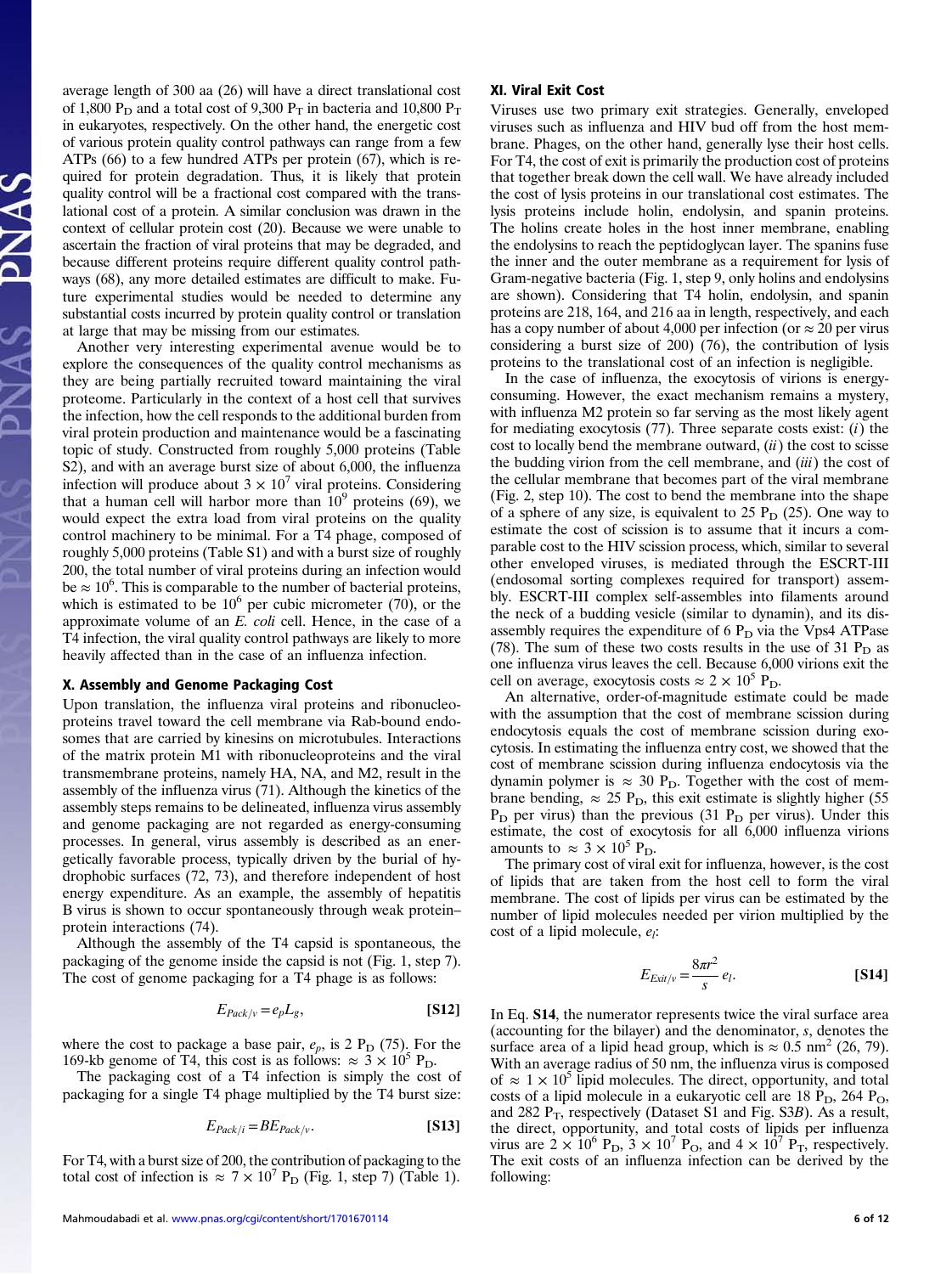average length of 300 aa (26) will have a direct translational cost of 1,800 $P_D$ and a total cost of 9,300 $P_T$ in bacteria and 10,800 $P_T$ in eukaryotes, respectively. On the other hand, the energetic cost of various protein quality control pathways can range from a few ATPs (66) to a few hundred ATPs per protein (67), which is required for protein degradation. Thus, it is likely that protein quality control will be a fractional cost compared with the translational cost of a protein. A similar conclusion was drawn in the context of cellular protein cost (20). Because we were unable to ascertain the fraction of viral proteins that may be degraded, and because different proteins require different quality control pathways (68), any more detailed estimates are difficult to make. Future experimental studies would be needed to determine any substantial costs incurred by protein quality control or translation at large that may be missing from our estimates.

Another very interesting experimental avenue would be to explore the consequences of the quality control mechanisms as they are being partially recruited toward maintaining the viral proteome. Particularly in the context of a host cell that survives the infection, how the cell responds to the additional burden from viral protein production and maintenance would be a fascinating topic of study. Constructed from roughly 5,000 proteins (Table S2), and with an average burst size of about 6,000, the influenza infection will produce about $3 \times 10^7$ viral proteins. Considering that a human cell will harbor more than $10^9$ proteins (69), we would expect the extra load from viral proteins on the quality control machinery to be minimal. For a T4 phage, composed of roughly 5,000 proteins (Table S1) and with a burst size of roughly 200, the total number of viral proteins during an infection would be $\approx 10^6$. This is comparable to the number of bacterial proteins, which is estimated to be $10^6$ per cubic micrometer (70), or the approximate volume of an *E. coli* cell. Hence, in the case of a T4 infection, the viral quality control pathways are likely to more heavily affected than in the case of an influenza infection.

## X. Assembly and Genome Packaging Cost

Upon translation, the influenza viral proteins and ribonucleoproteins travel toward the cell membrane via Rab-bound endosomes that are carried by kinesins on microtubules. Interactions of the matrix protein M1 with ribonucleoproteins and the viral transmembrane proteins, namely HA, NA, and M2, result in the assembly of the influenza virus (71). Although the kinetics of the assembly steps remains to be delineated, influenza virus assembly and genome packaging are not regarded as energy-consuming processes. In general, virus assembly is described as an energetically favorable process, typically driven by the burial of hydrophobic surfaces (72, 73), and therefore independent of host energy expenditure. As an example, the assembly of hepatitis B virus is shown to occur spontaneously through weak protein–protein interactions (74).

Although the assembly of the T4 capsid is spontaneous, the packaging of the genome inside the capsid is not (Fig. 1, step 7). The cost of genome packaging for a T4 phage is as follows:

$$E_{Pack/v} = e_p L_g, \tag{S12}$$

where the cost to package a base pair, $e_p$, is 2 $P_D$ (75). For the 169-kb genome of T4, this cost is as follows: $\approx 3 \times 10^5$ $P_D$.

The packaging cost of a T4 infection is simply the cost of packaging for a single T4 phage multiplied by the T4 burst size:

$$E_{Pack/i} = B E_{Pack/v}. \tag{S13}$$

For T4, with a burst size of 200, the contribution of packaging to the total cost of infection is $\approx 7 \times 10^7$ $P_D$ (Fig. 1, step 7) (Table 1).

## XI. Viral Exit Cost

Viruses use two primary exit strategies. Generally, enveloped viruses such as influenza and HIV bud off from the host membrane. Phages, on the other hand, generally lyse their host cells. For T4, the cost of exit is primarily the production cost of proteins that together break down the cell wall. We have already included the cost of lysis proteins in our translational cost estimates. The lysis proteins include holin, endolysin, and spanin proteins. The holins create holes in the host inner membrane, enabling the endolysins to reach the peptidoglycan layer. The spanins fuse the inner and the outer membrane as a requirement for lysis of Gram-negative bacteria (Fig. 1, step 9, only holins and endolysins are shown). Considering that T4 holin, endolysin, and spanin proteins are 218, 164, and 216 aa in length, respectively, and each has a copy number of about 4,000 per infection (or $\approx 20$ per virus considering a burst size of 200) (76), the contribution of lysis proteins to the translational cost of an infection is negligible.

In the case of influenza, the exocytosis of virions is energy-consuming. However, the exact mechanism remains a mystery, with influenza M2 protein so far serving as the most likely agent for mediating exocytosis (77). Three separate costs exist: (*i*) the cost to locally bend the membrane outward, (*ii*) the cost to scisse the budding virion from the cell membrane, and (*iii*) the cost of the cellular membrane that becomes part of the viral membrane (Fig. 2, step 10). The cost to bend the membrane into the shape of a sphere of any size, is equivalent to 25 $P_D$ (25). One way to estimate the cost of scission is to assume that it incurs a comparable cost to the HIV scission process, which, similar to several other enveloped viruses, is mediated through the ESCRT-III (endosomal sorting complexes required for transport) assembly. ESCRT-III complex self-assembles into filaments around the neck of a budding vesicle (similar to dynamin), and its disassembly requires the expenditure of 6 $P_D$ via the Vps4 ATPase (78). The sum of these two costs results in the use of 31 $P_D$ as one influenza virus leaves the cell. Because 6,000 virions exit the cell on average, exocytosis costs $\approx 2 \times 10^5$ $P_D$.

An alternative, order-of-magnitude estimate could be made with the assumption that the cost of membrane scission during endocytosis equals the cost of membrane scission during exocytosis. In estimating the influenza entry cost, we showed that the cost of membrane scission during influenza endocytosis via the dynamin polymer is $\approx 30$ $P_D$. Together with the cost of membrane bending, $\approx 25$ $P_D$, this exit estimate is slightly higher (55 $P_D$ per virus) than the previous (31 $P_D$ per virus). Under this estimate, the cost of exocytosis for all 6,000 influenza virions amounts to $\approx 3 \times 10^5$ $P_D$.

The primary cost of viral exit for influenza, however, is the cost of lipids that are taken from the host cell to form the viral membrane. The cost of lipids per virus can be estimated by the number of lipid molecules needed per virion multiplied by the cost of a lipid molecule, $e_l$:

$$E_{Exit/v} = \frac{8\pi r^2}{s} e_l. \tag{S14}$$

In Eq. **S14**, the numerator represents twice the viral surface area (accounting for the bilayer) and the denominator, $s$, denotes the surface area of a lipid head group, which is $\approx 0.5$ nm$^2$ (26, 79). With an average radius of 50 nm, the influenza virus is composed of $\approx 1 \times 10^5$ lipid molecules. The direct, opportunity, and total costs of a lipid molecule in a eukaryotic cell are 18 $P_D$, 264 $P_O$, and 282 $P_T$, respectively (Dataset S1 and Fig. S3*B*). As a result, the direct, opportunity, and total costs of lipids per influenza virus are $2 \times 10^6$ $P_D$, $3 \times 10^7$ $P_O$, and $4 \times 10^7$ $P_T$, respectively. The exit costs of an influenza infection can be derived by the following: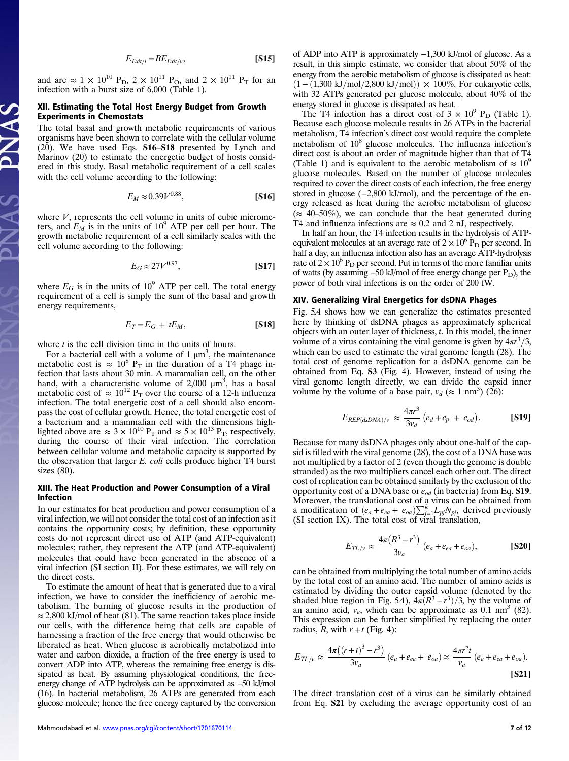$$E_{Exit/i} = BE_{Exit/v}, \quad \text{[S15]}$$

and are $\approx 1 \times 10^{10}$ $P_D$, $2 \times 10^{11}$ $P_O$, and $2 \times 10^{11}$ $P_T$ for an infection with a burst size of 6,000 (Table 1).

## XII. Estimating the Total Host Energy Budget from Growth Experiments in Chemostats

The total basal and growth metabolic requirements of various organisms have been shown to correlate with the cellular volume (20). We have used Eqs. **S16–S18** presented by Lynch and Marinov (20) to estimate the energetic budget of hosts considered in this study. Basal metabolic requirement of a cell scales with the cell volume according to the following:

$$E_M \approx 0.39V^{0.88}, \quad \text{[S16]}$$

where $V$, represents the cell volume in units of cubic micrometers, and $E_M$ is in the units of $10^9$ ATP per cell per hour. The growth metabolic requirement of a cell similarly scales with the cell volume according to the following:

$$E_G \approx 27V^{0.97}, \quad \text{[S17]}$$

where $E_G$ is in the units of $10^9$ ATP per cell. The total energy requirement of a cell is simply the sum of the basal and growth energy requirements,

$$E_T = E_G + tE_M, \quad \text{[S18]}$$

where $t$ is the cell division time in the units of hours.

For a bacterial cell with a volume of 1 μm$^3$, the maintenance metabolic cost is $\approx 10^8$ $P_T$ in the duration of a T4 phage infection that lasts about 30 min. A mammalian cell, on the other hand, with a characteristic volume of 2,000 μm$^3$, has a basal metabolic cost of $\approx 10^{12}$ $P_T$ over the course of a 12-h influenza infection. The total energetic cost of a cell should also encompass the cost of cellular growth. Hence, the total energetic cost of a bacterium and a mammalian cell with the dimensions highlighted above are $\approx 3 \times 10^{10}$ $P_T$ and $\approx 5 \times 10^{13}$ $P_T$, respectively, during the course of their viral infection. The correlation between cellular volume and metabolic capacity is supported by the observation that larger *E. coli* cells produce higher T4 burst sizes (80).

## XIII. The Heat Production and Power Consumption of a Viral Infection

In our estimates for heat production and power consumption of a viral infection, we will not consider the total cost of an infection as it contains the opportunity costs; by definition, these opportunity costs do not represent direct use of ATP (and ATP-equivalent) molecules; rather, they represent the ATP (and ATP-equivalent) molecules that could have been generated in the absence of a viral infection (SI section II). For these estimates, we will rely on the direct costs.

To estimate the amount of heat that is generated due to a viral infection, we have to consider the inefficiency of aerobic metabolism. The burning of glucose results in the production of $\approx 2{,}800$ kJ/mol of heat (81). The same reaction takes place inside our cells, with the difference being that cells are capable of harnessing a fraction of the free energy that would otherwise be liberated as heat. When glucose is aerobically metabolized into water and carbon dioxide, a fraction of the free energy is used to convert ADP into ATP, whereas the remaining free energy is dissipated as heat. By assuming physiological conditions, the free-energy change of ATP hydrolysis can be approximated as –50 kJ/mol (16). In bacterial metabolism, 26 ATPs are generated from each glucose molecule; hence the free energy captured by the conversion of ADP into ATP is approximately −1,300 kJ/mol of glucose. As a result, in this simple estimate, we consider that about 50% of the energy from the aerobic metabolism of glucose is dissipated as heat: $(1 - (1{,}300\ \text{kJ/mol}/2{,}800\ \text{kJ/mol})) \times 100\%$. For eukaryotic cells, with 32 ATPs generated per glucose molecule, about 40% of the energy stored in glucose is dissipated as heat.

The T4 infection has a direct cost of $3 \times 10^9$ $P_D$ (Table 1). Because each glucose molecule results in 26 ATPs in the bacterial metabolism, T4 infection's direct cost would require the complete metabolism of $10^8$ glucose molecules. The influenza infection's direct cost is about an order of magnitude higher than that of T4 (Table 1) and is equivalent to the aerobic metabolism of $\approx 10^9$ glucose molecules. Based on the number of glucose molecules required to cover the direct costs of each infection, the free energy stored in glucose (−2,800 kJ/mol), and the percentage of the energy released as heat during the aerobic metabolism of glucose ($\approx$ 40–50%), we can conclude that the heat generated during T4 and influenza infections are $\approx 0.2$ and 2 nJ, respectively.

In half an hour, the T4 infection results in the hydrolysis of ATP-equivalent molecules at an average rate of $2 \times 10^6$ $P_D$ per second. In half a day, an influenza infection also has an average ATP-hydrolysis rate of $2 \times 10^6$ $P_D$ per second. Put in terms of the more familiar units of watts (by assuming −50 kJ/mol of free energy change per $P_D$), the power of both viral infections is on the order of 200 fW.

## XIV. Generalizing Viral Energetics for dsDNA Phages

Fig. 5*A* shows how we can generalize the estimates presented here by thinking of dsDNA phages as approximately spherical objects with an outer layer of thickness, $t$. In this model, the inner volume of a virus containing the viral genome is given by $4\pi r^3/3$, which can be used to estimate the viral genome length (28). The total cost of genome replication for a dsDNA genome can be obtained from Eq. **S3** (Fig. 4). However, instead of using the viral genome length directly, we can divide the capsid inner volume by the volume of a base pair, $v_d$ ($\approx 1$ nm$^3$) (26):

$$E_{REP(dsDNA)/v} \approx \frac{4\pi r^3}{3v_d}\left(e_d + e_p + e_{od}\right). \quad \text{[S19]}$$

Because for many dsDNA phages only about one-half of the capsid is filled with the viral genome (28), the cost of a DNA base was not multiplied by a factor of 2 (even though the genome is double stranded) as the two multipliers cancel each other out. The direct cost of replication can be obtained similarly by the exclusion of the opportunity cost of a DNA base or $e_{od}$ (in bacteria) from Eq. **S19**. Moreover, the translational cost of a virus can be obtained from a modification of $(e_a + e_{ea} + e_{oa})\sum_{j=1}^{k} L_{pj}N_{pj}$, derived previously (SI section IX). The total cost of viral translation,

$$E_{TL/v} \approx \frac{4\pi\left(R^3 - r^3\right)}{3v_a}\left(e_a + e_{ea} + e_{oa}\right), \quad \text{[S20]}$$

can be obtained from multiplying the total number of amino acids by the total cost of an amino acid. The number of amino acids is estimated by dividing the outer capsid volume (denoted by the shaded blue region in Fig. 5*A*), $4\pi(R^3 - r^3)/3$, by the volume of an amino acid, $v_a$, which can be approximate as 0.1 nm$^3$ (82). This expression can be further simplified by replacing the outer radius, $R$, with $r + t$ (Fig. 4):

$$E_{TL/v} \approx \frac{4\pi\left((r+t)^3 - r^3\right)}{3v_a}\left(e_a + e_{ea} + e_{oa}\right) \approx \frac{4\pi r^2 t}{v_a}\left(e_a + e_{ea} + e_{oa}\right). \quad \text{[S21]}$$

The direct translation cost of a virus can be similarly obtained from Eq. **S21** by excluding the average opportunity cost of an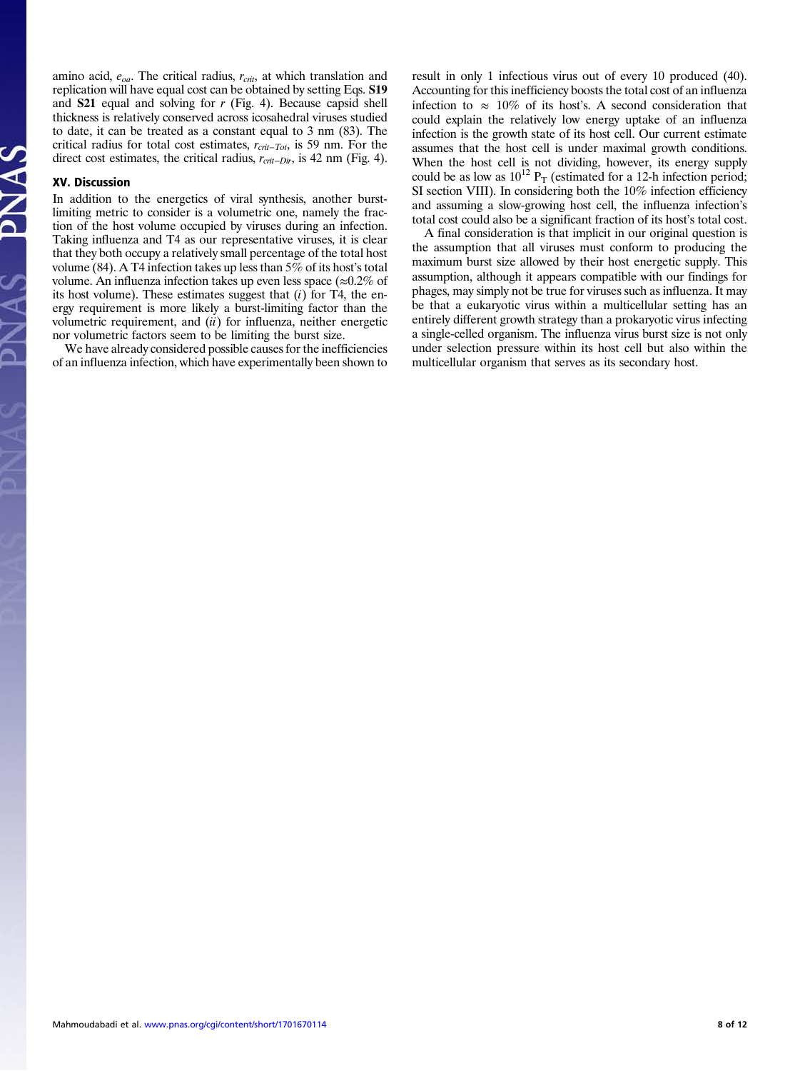amino acid, $e_{oa}$. The critical radius, $r_{crit}$, at which translation and replication will have equal cost can be obtained by setting Eqs. **S19** and **S21** equal and solving for $r$ (Fig. 4). Because capsid shell thickness is relatively conserved across icosahedral viruses studied to date, it can be treated as a constant equal to 3 nm (83). The critical radius for total cost estimates, $r_{crit-Tot}$, is 59 nm. For the direct cost estimates, the critical radius, $r_{crit-Dir}$, is 42 nm (Fig. 4).

## XV. Discussion

In addition to the energetics of viral synthesis, another burst-limiting metric to consider is a volumetric one, namely the fraction of the host volume occupied by viruses during an infection. Taking influenza and T4 as our representative viruses, it is clear that they both occupy a relatively small percentage of the total host volume (84). A T4 infection takes up less than 5% of its host's total volume. An influenza infection takes up even less space (≈0.2% of its host volume). These estimates suggest that (*i*) for T4, the energy requirement is more likely a burst-limiting factor than the volumetric requirement, and (*ii*) for influenza, neither energetic nor volumetric factors seem to be limiting the burst size.

We have already considered possible causes for the inefficiencies of an influenza infection, which have experimentally been shown to result in only 1 infectious virus out of every 10 produced (40). Accounting for this inefficiency boosts the total cost of an influenza infection to ≈ 10% of its host's. A second consideration that could explain the relatively low energy uptake of an influenza infection is the growth state of its host cell. Our current estimate assumes that the host cell is under maximal growth conditions. When the host cell is not dividing, however, its energy supply could be as low as $10^{12}$ $P_T$ (estimated for a 12-h infection period; SI section VIII). In considering both the 10% infection efficiency and assuming a slow-growing host cell, the influenza infection's total cost could also be a significant fraction of its host's total cost.

A final consideration is that implicit in our original question is the assumption that all viruses must conform to producing the maximum burst size allowed by their host energetic supply. This assumption, although it appears compatible with our findings for phages, may simply not be true for viruses such as influenza. It may be that a eukaryotic virus within a multicellular setting has an entirely different growth strategy than a prokaryotic virus infecting a single-celled organism. The influenza virus burst size is not only under selection pressure within its host cell but also within the multicellular organism that serves as its secondary host.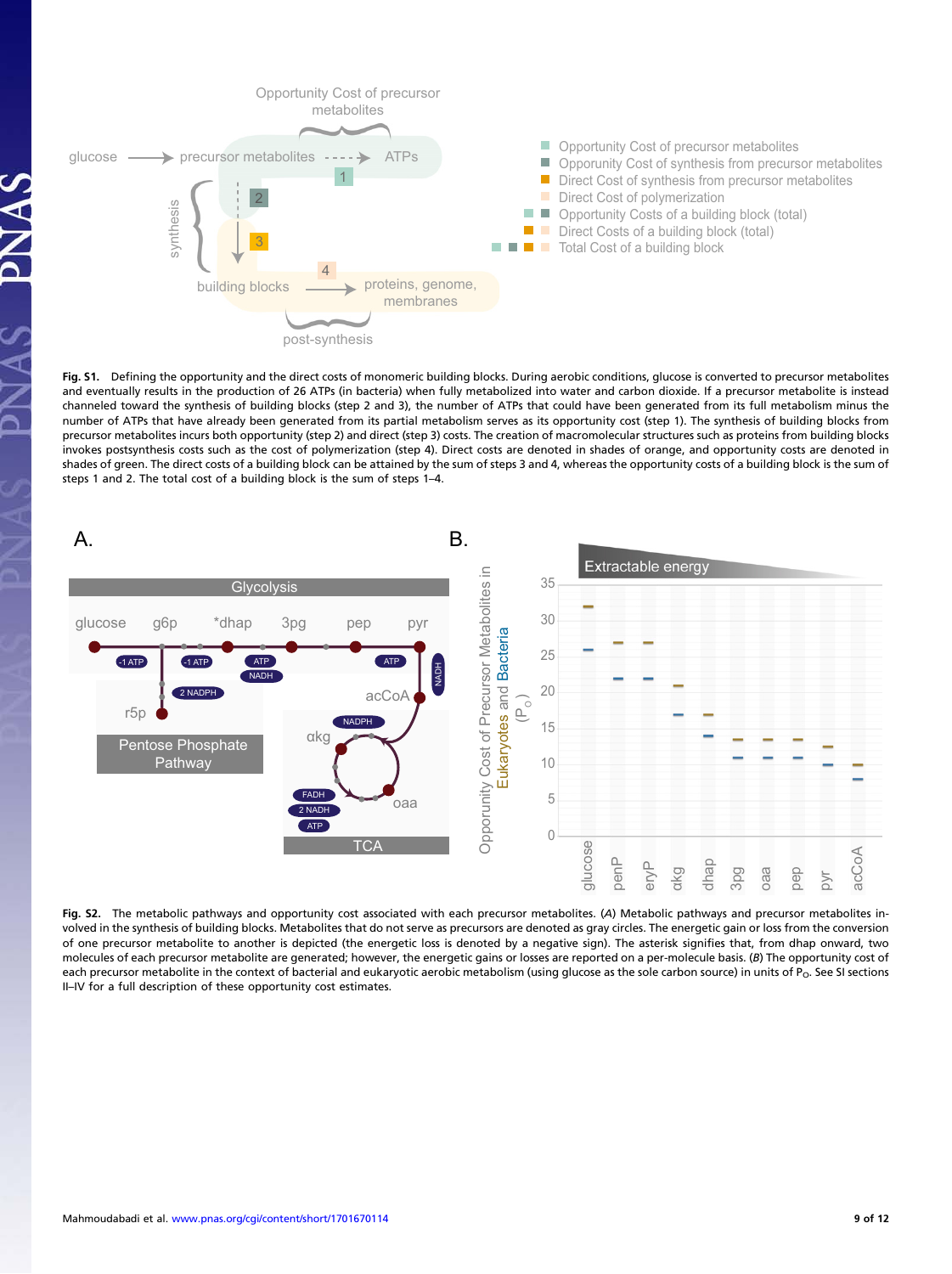**Fig. S1.** Defining the opportunity and the direct costs of monomeric building blocks. During aerobic conditions, glucose is converted to precursor metabolites and eventually results in the production of 26 ATPs (in bacteria) when fully metabolized into water and carbon dioxide. If a precursor metabolite is instead channeled toward the synthesis of building blocks (step 2 and 3), the number of ATPs that could have been generated from its full metabolism minus the number of ATPs that have already been generated from its partial metabolism serves as its opportunity cost (step 1). The synthesis of building blocks from precursor metabolites incurs both opportunity (step 2) and direct (step 3) costs. The creation of macromolecular structures such as proteins from building blocks invokes postsynthesis costs such as the cost of polymerization (step 4). Direct costs are denoted in shades of orange, and opportunity costs are denoted in shades of green. The direct costs of a building block can be attained by the sum of steps 3 and 4, whereas the opportunity costs of a building block is the sum of steps 1 and 2. The total cost of a building block is the sum of steps 1–4.

**Fig. S2.** The metabolic pathways and opportunity cost associated with each precursor metabolites. (*A*) Metabolic pathways and precursor metabolites involved in the synthesis of building blocks. Metabolites that do not serve as precursors are denoted as gray circles. The energetic gain or loss from the conversion of one precursor metabolite to another is depicted (the energetic loss is denoted by a negative sign). The asterisk signifies that, from dhap onward, two molecules of each precursor metabolite are generated; however, the energetic gains or losses are reported on a per-molecule basis. (*B*) The opportunity cost of each precursor metabolite in the context of bacterial and eukaryotic aerobic metabolism (using glucose as the sole carbon source) in units of $P_O$. See SI sections II–IV for a full description of these opportunity cost estimates.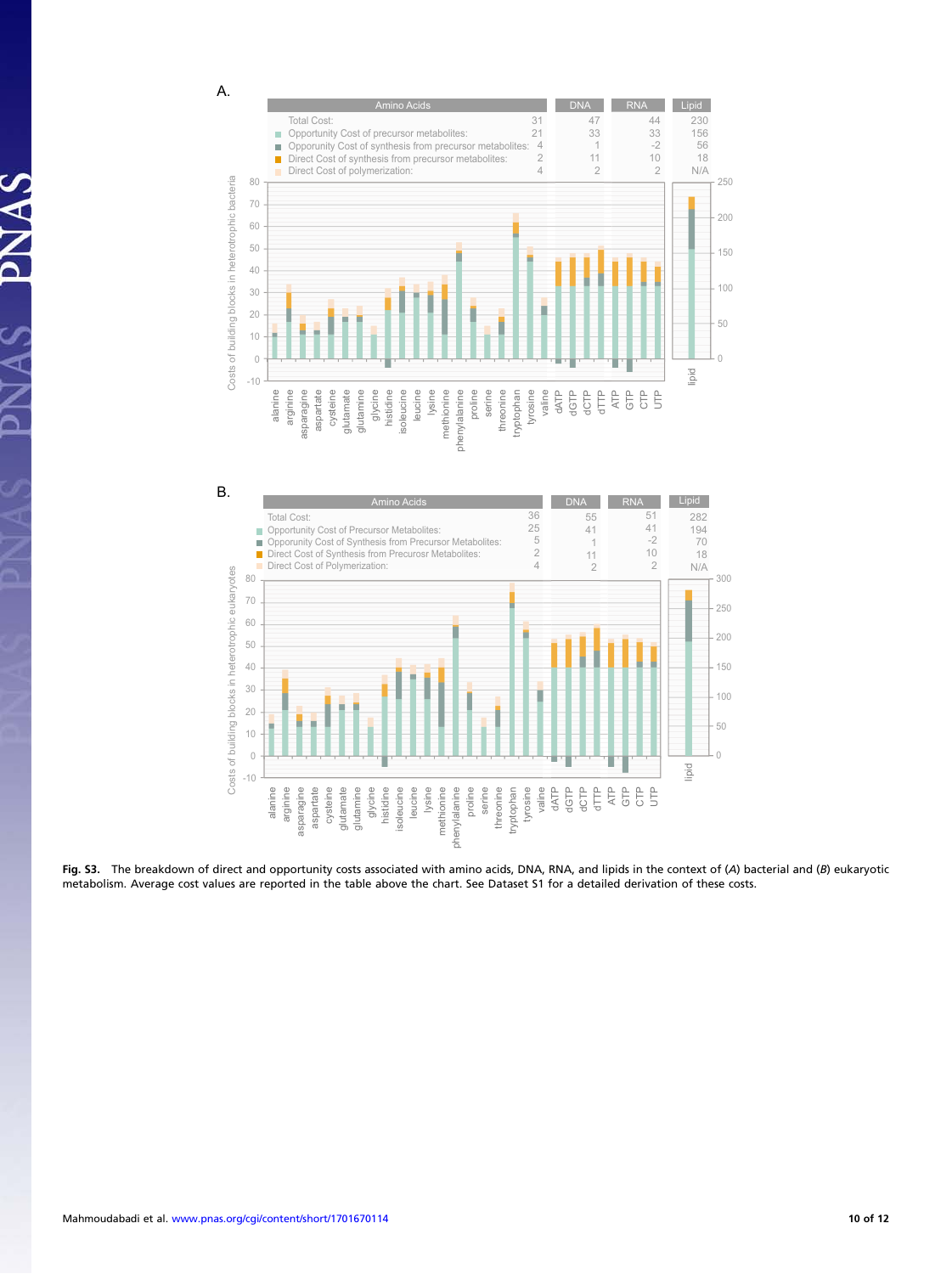A.

| | Amino Acids | DNA | RNA | Lipid |
|---|---|---|---|---|
| Total Cost: | 31 | 47 | 44 | 230 |
| Opportunity Cost of precursor metabolites: | 21 | 33 | 33 | 156 |
| Opporunity Cost of synthesis from precursor metabolites: | 4 | 1 | -2 | 56 |
| Direct Cost of synthesis from precursor metabolites: | 2 | 11 | 10 | 18 |
| Direct Cost of polymerization: | 4 | 2 | 2 | N/A |

B.

| | Amino Acids | DNA | RNA | Lipid |
|---|---|---|---|---|
| Total Cost: | 36 | 55 | 51 | 282 |
| Opportunity Cost of Precursor Metabolites: | 25 | 41 | 41 | 194 |
| Opporunity Cost of Synthesis from Precursor Metabolites: | 5 | 1 | -2 | 70 |
| Direct Cost of Synthesis from Precurosr Metabolites: | 2 | 11 | 10 | 18 |
| Direct Cost of Polymerization: | 4 | 2 | 2 | N/A |

**Fig. S3.** The breakdown of direct and opportunity costs associated with amino acids, DNA, RNA, and lipids in the context of (*A*) bacterial and (*B*) eukaryotic metabolism. Average cost values are reported in the table above the chart. See Dataset S1 for a detailed derivation of these costs.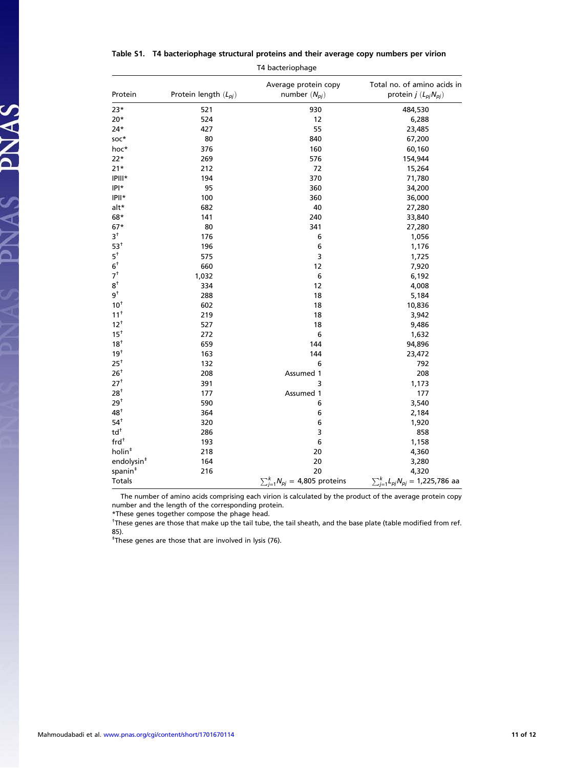**Table S1. T4 bacteriophage structural proteins and their average copy numbers per virion**

| T4 bacteriophage | | | |
|---|---|---|---|
| Protein | Protein length ($L_{pj}$) | Average protein copy number ($N_{pj}$) | Total no. of amino acids in protein $j$ ($L_{pj}N_{pj}$) |
| 23* | 521 | 930 | 484,530 |
| 20* | 524 | 12 | 6,288 |
| 24* | 427 | 55 | 23,485 |
| soc* | 80 | 840 | 67,200 |
| hoc* | 376 | 160 | 60,160 |
| 22* | 269 | 576 | 154,944 |
| 21* | 212 | 72 | 15,264 |
| IPIII* | 194 | 370 | 71,780 |
| IPI* | 95 | 360 | 34,200 |
| IPII* | 100 | 360 | 36,000 |
| alt* | 682 | 40 | 27,280 |
| 68* | 141 | 240 | 33,840 |
| 67* | 80 | 341 | 27,280 |
| 3† | 176 | 6 | 1,056 |
| 53† | 196 | 6 | 1,176 |
| 5† | 575 | 3 | 1,725 |
| 6† | 660 | 12 | 7,920 |
| 7† | 1,032 | 6 | 6,192 |
| 8† | 334 | 12 | 4,008 |
| 9† | 288 | 18 | 5,184 |
| 10† | 602 | 18 | 10,836 |
| 11† | 219 | 18 | 3,942 |
| 12† | 527 | 18 | 9,486 |
| 15† | 272 | 6 | 1,632 |
| 18† | 659 | 144 | 94,896 |
| 19† | 163 | 144 | 23,472 |
| 25† | 132 | 6 | 792 |
| 26† | 208 | Assumed 1 | 208 |
| 27† | 391 | 3 | 1,173 |
| 28† | 177 | Assumed 1 | 177 |
| 29† | 590 | 6 | 3,540 |
| 48† | 364 | 6 | 2,184 |
| 54† | 320 | 6 | 1,920 |
| td† | 286 | 3 | 858 |
| frd† | 193 | 6 | 1,158 |
| holin‡ | 218 | 20 | 4,360 |
| endolysin‡ | 164 | 20 | 3,280 |
| spanin‡ | 216 | 20 | 4,320 |
| Totals | | $\sum_{j=1}^{k} N_{pj}$ = 4,805 proteins | $\sum_{j=1}^{k} L_{pj}N_{pj}$ = 1,225,786 aa |

The number of amino acids comprising each virion is calculated by the product of the average protein copy number and the length of the corresponding protein.

*These genes together compose the phage head.

†These genes are those that make up the tail tube, the tail sheath, and the base plate (table modified from ref. 85).

‡These genes are those that are involved in lysis (76).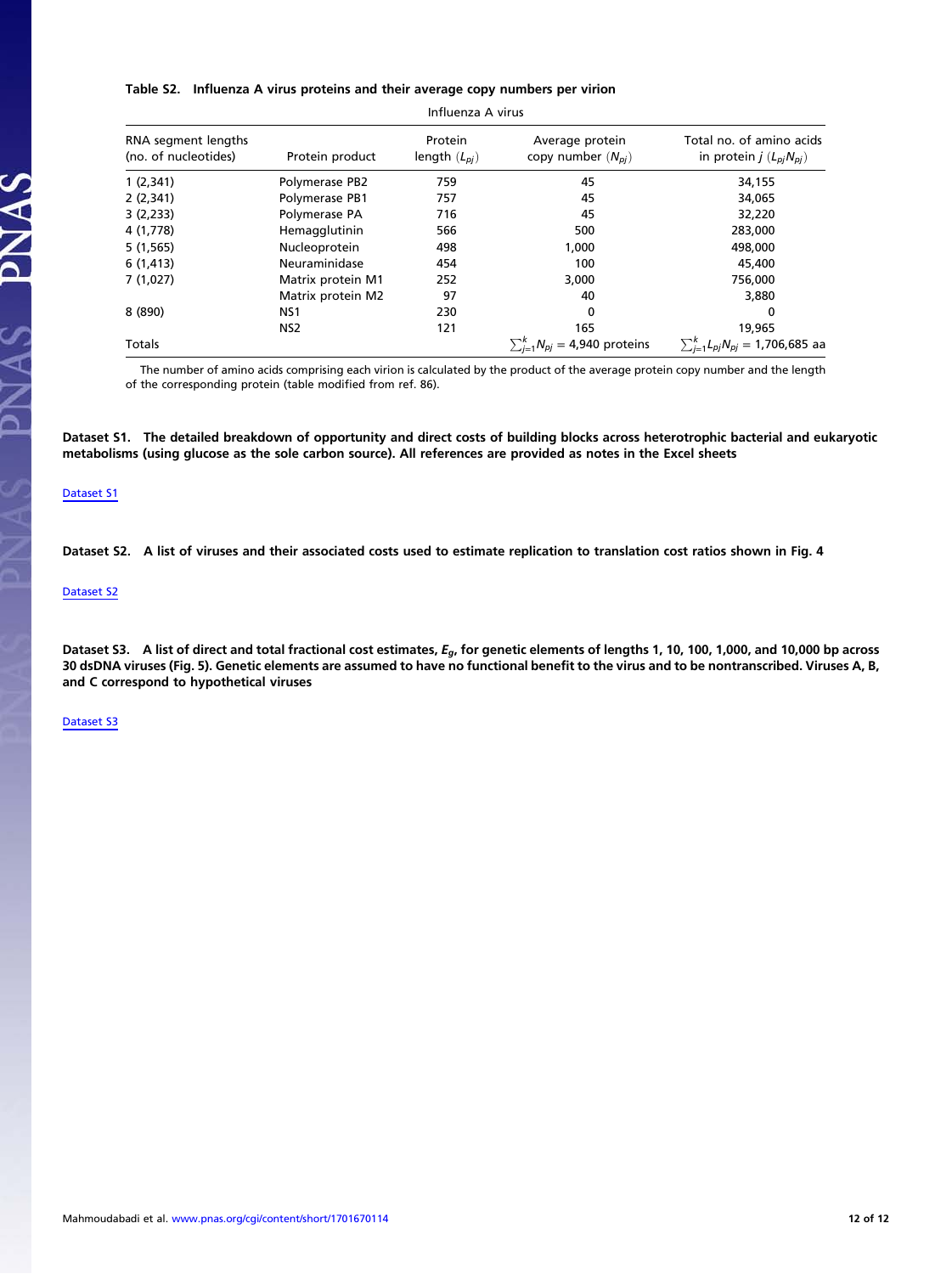**Table S2. Influenza A virus proteins and their average copy numbers per virion**

| Influenza A virus | | | | |
|---|---|---|---|---|
| RNA segment lengths (no. of nucleotides) | Protein product | Protein length ($L_{pj}$) | Average protein copy number ($N_{pj}$) | Total no. of amino acids in protein $j$ ($L_{pj}N_{pj}$) |
| 1 (2,341) | Polymerase PB2 | 759 | 45 | 34,155 |
| 2 (2,341) | Polymerase PB1 | 757 | 45 | 34,065 |
| 3 (2,233) | Polymerase PA | 716 | 45 | 32,220 |
| 4 (1,778) | Hemagglutinin | 566 | 500 | 283,000 |
| 5 (1,565) | Nucleoprotein | 498 | 1,000 | 498,000 |
| 6 (1,413) | Neuraminidase | 454 | 100 | 45,400 |
| 7 (1,027) | Matrix protein M1 | 252 | 3,000 | 756,000 |
| | Matrix protein M2 | 97 | 40 | 3,880 |
| 8 (890) | NS1 | 230 | 0 | 0 |
| | NS2 | 121 | 165 | 19,965 |
| Totals | | | $\sum_{j=1}^{k} N_{pj} = 4{,}940$ proteins | $\sum_{j=1}^{k} L_{pj}N_{pj} = 1{,}706{,}685$ aa |

The number of amino acids comprising each virion is calculated by the product of the average protein copy number and the length of the corresponding protein (table modified from ref. 86).

**Dataset S1. The detailed breakdown of opportunity and direct costs of building blocks across heterotrophic bacterial and eukaryotic metabolisms (using glucose as the sole carbon source). All references are provided as notes in the Excel sheets**

Dataset S1

**Dataset S2. A list of viruses and their associated costs used to estimate replication to translation cost ratios shown in Fig. 4**

Dataset S2

**Dataset S3. A list of direct and total fractional cost estimates, $E_g$, for genetic elements of lengths 1, 10, 100, 1,000, and 10,000 bp across 30 dsDNA viruses (Fig. 5). Genetic elements are assumed to have no functional benefit to the virus and to be nontranscribed. Viruses A, B, and C correspond to hypothetical viruses**

Dataset S3